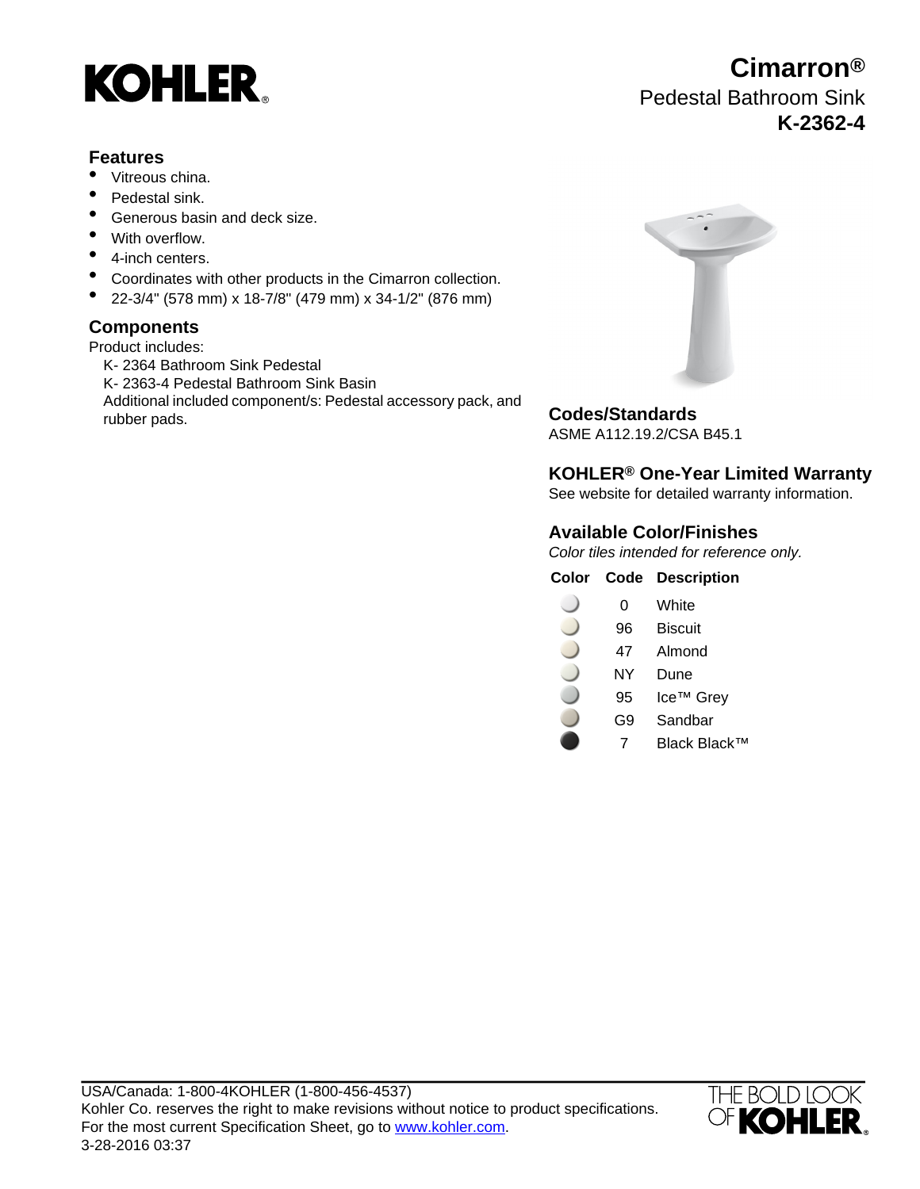# KOHLER

## Cimarron®

Pedestal Bathroom Sink

**K-2362-4**

## Features

- Vitreous china.
- Pedestal sink.
- Generous basin and deck size.
- With overflow.
- 4-inch centers.
- Coordinates with other products in the Cimarron collection.
- 22-3/4" (578 mm) x 18-7/8" (479 mm) x 34-1/2" (876 mm)

## Components

Product includes:

K- 2364 Bathroom Sink Pedestal

K- 2363-4 Pedestal Bathroom Sink Basin

Additional included component/s: Pedestal accessory pack, and rubber pads.

## Codes/Standards

ASME A112.19.2/CSA B45.1

## KOHLER® One-Year Limited Warranty

See website for detailed warranty information.

## Available Color/Finishes

*Color tiles intended for reference only.*

| Color | Code | Description |
| --- | --- | --- |
| | 0 | White |
| | 96 | Biscuit |
| | 47 | Almond |
| | NY | Dune |
| | 95 | Ice™ Grey |
| | G9 | Sandbar |
| | 7 | Black Black™ |

USA/Canada: 1-800-4KOHLER (1-800-456-4537)
Kohler Co. reserves the right to make revisions without notice to product specifications.
For the most current Specification Sheet, go to www.kohler.com.
3-28-2016 03:37

THE BOLD LOOK OF KOHLER.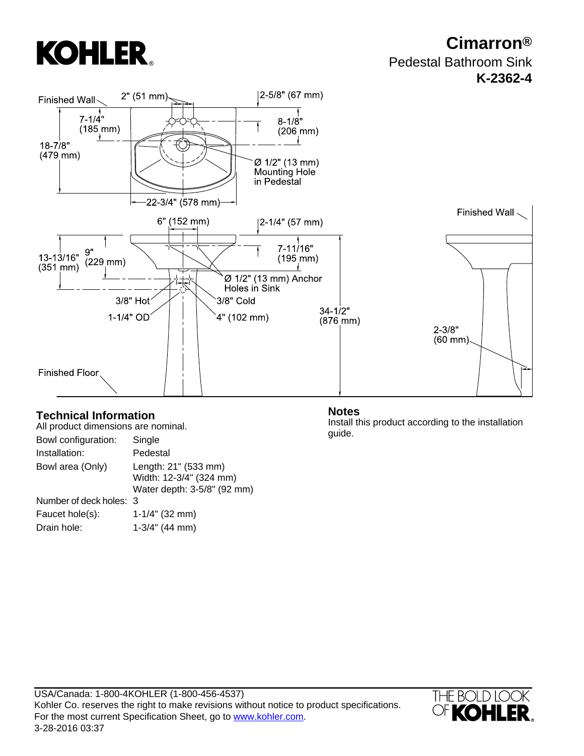# KOHLER

## Cimarron®

Pedestal Bathroom Sink

**K-2362-4**

Finished Wall

2" (51 mm)

2-5/8" (67 mm)

7-1/4"
(185 mm)

8-1/8"
(206 mm)

18-7/8"
(479 mm)

Ø 1/2" (13 mm)
Mounting Hole
in Pedestal

22-3/4" (578 mm)

Finished Wall

6" (152 mm)

2-1/4" (57 mm)

13-13/16"
(351 mm)

9"
(229 mm)

7-11/16"
(195 mm)

Ø 1/2" (13 mm) Anchor
Holes in Sink

3/8" Hot

3/8" Cold

1-1/4" OD

4" (102 mm)

34-1/2"
(876 mm)

2-3/8"
(60 mm)

Finished Floor

## Technical Information

All product dimensions are nominal.

| | |
|---|---|
| Bowl configuration: | Single |
| Installation: | Pedestal |
| Bowl area (Only) | Length: 21" (533 mm)<br>Width: 12-3/4" (324 mm)<br>Water depth: 3-5/8" (92 mm) |
| Number of deck holes: | 3 |
| Faucet hole(s): | 1-1/4" (32 mm) |
| Drain hole: | 1-3/4" (44 mm) |

## Notes

Install this product according to the installation guide.

USA/Canada: 1-800-4KOHLER (1-800-456-4537)
Kohler Co. reserves the right to make revisions without notice to product specifications.
For the most current Specification Sheet, go to www.kohler.com.
3-28-2016 03:37

THE BOLD LOOK OF KOHLER.